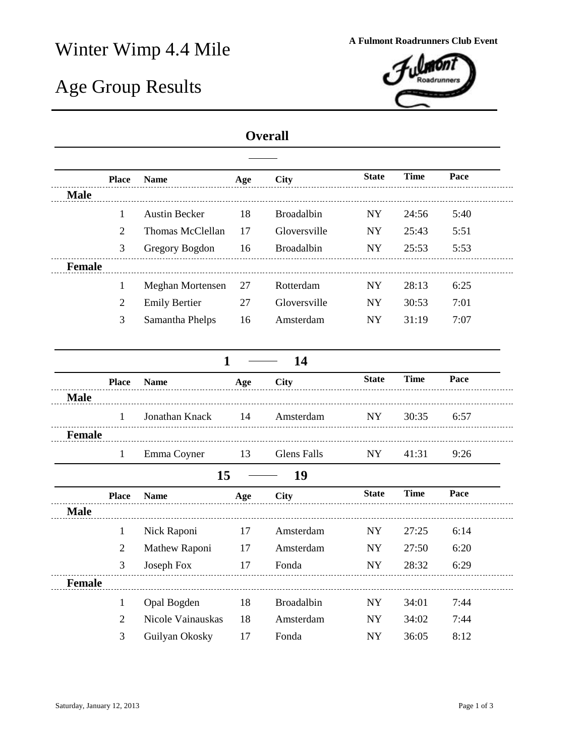# Winter Wimp 4.4 Mile

# Age Group Results

**A Fulmont Roadrunners Club Event**

## Overall

| Place | Name | Age | City | State | Time | Pace |
|---|---|---|---|---|---|---|
| **Male** | | | | | | |
| 1 | Austin Becker | 18 | Broadalbin | NY | 24:56 | 5:40 |
| 2 | Thomas McClellan | 17 | Gloversville | NY | 25:43 | 5:51 |
| 3 | Gregory Bogdon | 16 | Broadalbin | NY | 25:53 | 5:53 |
| **Female** | | | | | | |
| 1 | Meghan Mortensen | 27 | Rotterdam | NY | 28:13 | 6:25 |
| 2 | Emily Bertier | 27 | Gloversville | NY | 30:53 | 7:01 |
| 3 | Samantha Phelps | 16 | Amsterdam | NY | 31:19 | 7:07 |

## 1 — 14

| Place | Name | Age | City | State | Time | Pace |
|---|---|---|---|---|---|---|
| **Male** | | | | | | |
| 1 | Jonathan Knack | 14 | Amsterdam | NY | 30:35 | 6:57 |
| **Female** | | | | | | |
| 1 | Emma Coyner | 13 | Glens Falls | NY | 41:31 | 9:26 |

## 15 — 19

| Place | Name | Age | City | State | Time | Pace |
|---|---|---|---|---|---|---|
| **Male** | | | | | | |
| 1 | Nick Raponi | 17 | Amsterdam | NY | 27:25 | 6:14 |
| 2 | Mathew Raponi | 17 | Amsterdam | NY | 27:50 | 6:20 |
| 3 | Joseph Fox | 17 | Fonda | NY | 28:32 | 6:29 |
| **Female** | | | | | | |
| 1 | Opal Bogden | 18 | Broadalbin | NY | 34:01 | 7:44 |
| 2 | Nicole Vainauskas | 18 | Amsterdam | NY | 34:02 | 7:44 |
| 3 | Guilyan Okosky | 17 | Fonda | NY | 36:05 | 8:12 |

Saturday, January 12, 2013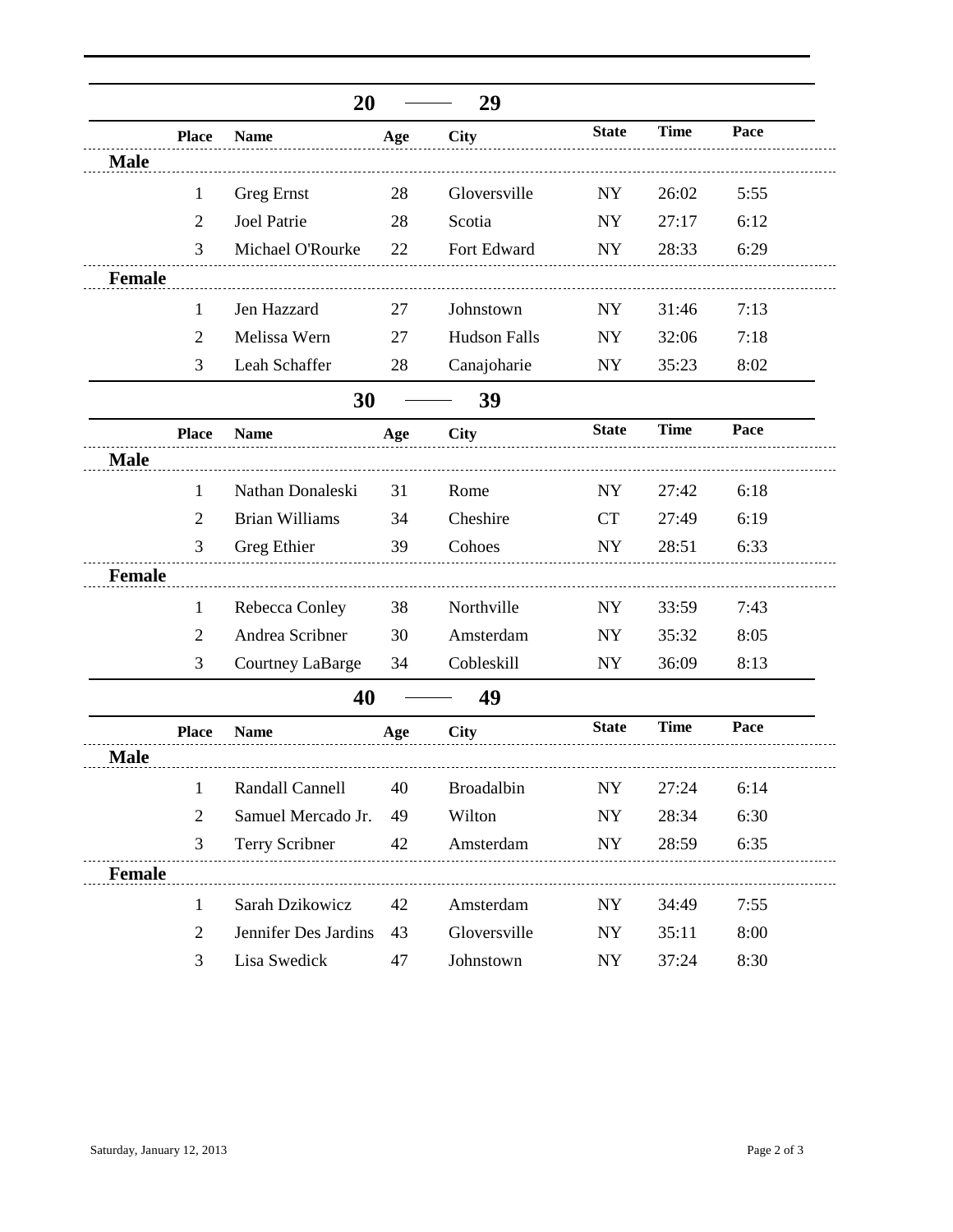## 20 — 29

| | Place | Name | Age | City | State | Time | Pace |
|---|---|---|---|---|---|---|---|
| **Male** | | | | | | | |
| | 1 | Greg Ernst | 28 | Gloversville | NY | 26:02 | 5:55 |
| | 2 | Joel Patrie | 28 | Scotia | NY | 27:17 | 6:12 |
| | 3 | Michael O'Rourke | 22 | Fort Edward | NY | 28:33 | 6:29 |
| **Female** | | | | | | | |
| | 1 | Jen Hazzard | 27 | Johnstown | NY | 31:46 | 7:13 |
| | 2 | Melissa Wern | 27 | Hudson Falls | NY | 32:06 | 7:18 |
| | 3 | Leah Schaffer | 28 | Canajoharie | NY | 35:23 | 8:02 |

## 30 — 39

| | Place | Name | Age | City | State | Time | Pace |
|---|---|---|---|---|---|---|---|
| **Male** | | | | | | | |
| | 1 | Nathan Donaleski | 31 | Rome | NY | 27:42 | 6:18 |
| | 2 | Brian Williams | 34 | Cheshire | CT | 27:49 | 6:19 |
| | 3 | Greg Ethier | 39 | Cohoes | NY | 28:51 | 6:33 |
| **Female** | | | | | | | |
| | 1 | Rebecca Conley | 38 | Northville | NY | 33:59 | 7:43 |
| | 2 | Andrea Scribner | 30 | Amsterdam | NY | 35:32 | 8:05 |
| | 3 | Courtney LaBarge | 34 | Cobleskill | NY | 36:09 | 8:13 |

## 40 — 49

| | Place | Name | Age | City | State | Time | Pace |
|---|---|---|---|---|---|---|---|
| **Male** | | | | | | | |
| | 1 | Randall Cannell | 40 | Broadalbin | NY | 27:24 | 6:14 |
| | 2 | Samuel Mercado Jr. | 49 | Wilton | NY | 28:34 | 6:30 |
| | 3 | Terry Scribner | 42 | Amsterdam | NY | 28:59 | 6:35 |
| **Female** | | | | | | | |
| | 1 | Sarah Dzikowicz | 42 | Amsterdam | NY | 34:49 | 7:55 |
| | 2 | Jennifer Des Jardins | 43 | Gloversville | NY | 35:11 | 8:00 |
| | 3 | Lisa Swedick | 47 | Johnstown | NY | 37:24 | 8:30 |

Saturday, January 12, 2013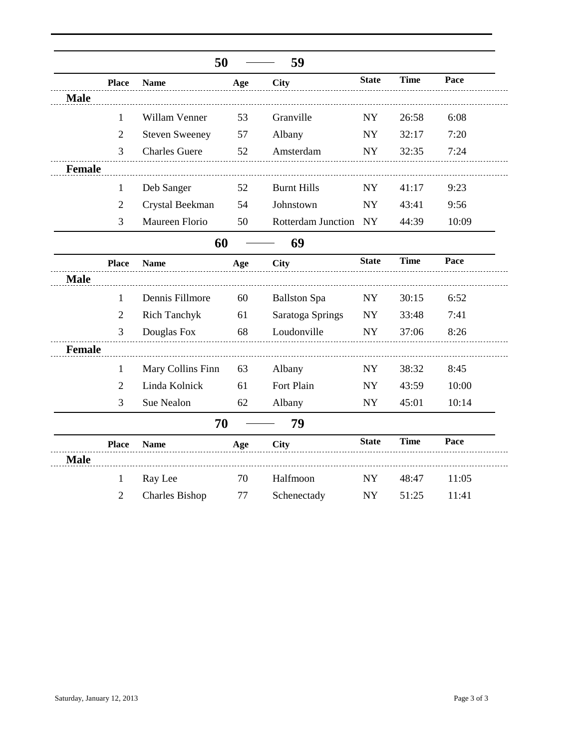## 50 — 59

| | Place | Name | Age | City | State | Time | Pace |
|---|---|---|---|---|---|---|---|
| **Male** | | | | | | | |
| | 1 | Willam Venner | 53 | Granville | NY | 26:58 | 6:08 |
| | 2 | Steven Sweeney | 57 | Albany | NY | 32:17 | 7:20 |
| | 3 | Charles Guere | 52 | Amsterdam | NY | 32:35 | 7:24 |
| **Female** | | | | | | | |
| | 1 | Deb Sanger | 52 | Burnt Hills | NY | 41:17 | 9:23 |
| | 2 | Crystal Beekman | 54 | Johnstown | NY | 43:41 | 9:56 |
| | 3 | Maureen Florio | 50 | Rotterdam Junction | NY | 44:39 | 10:09 |

## 60 — 69

| | Place | Name | Age | City | State | Time | Pace |
|---|---|---|---|---|---|---|---|
| **Male** | | | | | | | |
| | 1 | Dennis Fillmore | 60 | Ballston Spa | NY | 30:15 | 6:52 |
| | 2 | Rich Tanchyk | 61 | Saratoga Springs | NY | 33:48 | 7:41 |
| | 3 | Douglas Fox | 68 | Loudonville | NY | 37:06 | 8:26 |
| **Female** | | | | | | | |
| | 1 | Mary Collins Finn | 63 | Albany | NY | 38:32 | 8:45 |
| | 2 | Linda Kolnick | 61 | Fort Plain | NY | 43:59 | 10:00 |
| | 3 | Sue Nealon | 62 | Albany | NY | 45:01 | 10:14 |

## 70 — 79

| | Place | Name | Age | City | State | Time | Pace |
|---|---|---|---|---|---|---|---|
| **Male** | | | | | | | |
| | 1 | Ray Lee | 70 | Halfmoon | NY | 48:47 | 11:05 |
| | 2 | Charles Bishop | 77 | Schenectady | NY | 51:25 | 11:41 |

Saturday, January 12, 2013